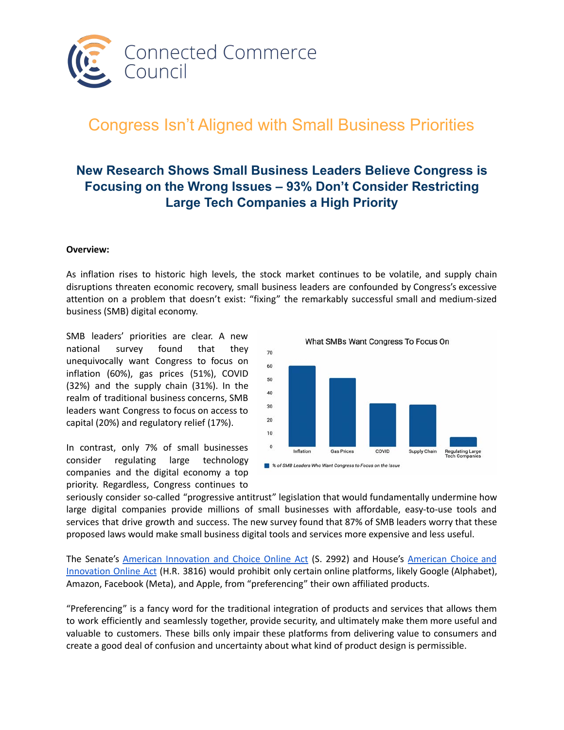Connected Commerce Council

# Congress Isn't Aligned with Small Business Priorities

## New Research Shows Small Business Leaders Believe Congress is Focusing on the Wrong Issues – 93% Don't Consider Restricting Large Tech Companies a High Priority

**Overview:**

As inflation rises to historic high levels, the stock market continues to be volatile, and supply chain disruptions threaten economic recovery, small business leaders are confounded by Congress's excessive attention on a problem that doesn't exist: "fixing" the remarkably successful small and medium-sized business (SMB) digital economy.

SMB leaders' priorities are clear. A new national survey found that they unequivocally want Congress to focus on inflation (60%), gas prices (51%), COVID (32%) and the supply chain (31%). In the realm of traditional business concerns, SMB leaders want Congress to focus on access to capital (20%) and regulatory relief (17%).

What SMBs Want Congress To Focus On

| Issue | % of SMB Leaders Who Want Congress to Focus on the Issue |
|---|---|
| Inflation | 60 |
| Gas Prices | 51 |
| COVID | 32 |
| Supply Chain | 31 |
| Regulating Large Tech Companies | 7 |

In contrast, only 7% of small businesses consider regulating large technology companies and the digital economy a top priority. Regardless, Congress continues to seriously consider so-called "progressive antitrust" legislation that would fundamentally undermine how large digital companies provide millions of small businesses with affordable, easy-to-use tools and services that drive growth and success. The new survey found that 87% of SMB leaders worry that these proposed laws would make small business digital tools and services more expensive and less useful.

The Senate's American Innovation and Choice Online Act (S. 2992) and House's American Choice and Innovation Online Act (H.R. 3816) would prohibit only certain online platforms, likely Google (Alphabet), Amazon, Facebook (Meta), and Apple, from "preferencing" their own affiliated products.

"Preferencing" is a fancy word for the traditional integration of products and services that allows them to work efficiently and seamlessly together, provide security, and ultimately make them more useful and valuable to customers. These bills only impair these platforms from delivering value to consumers and create a good deal of confusion and uncertainty about what kind of product design is permissible.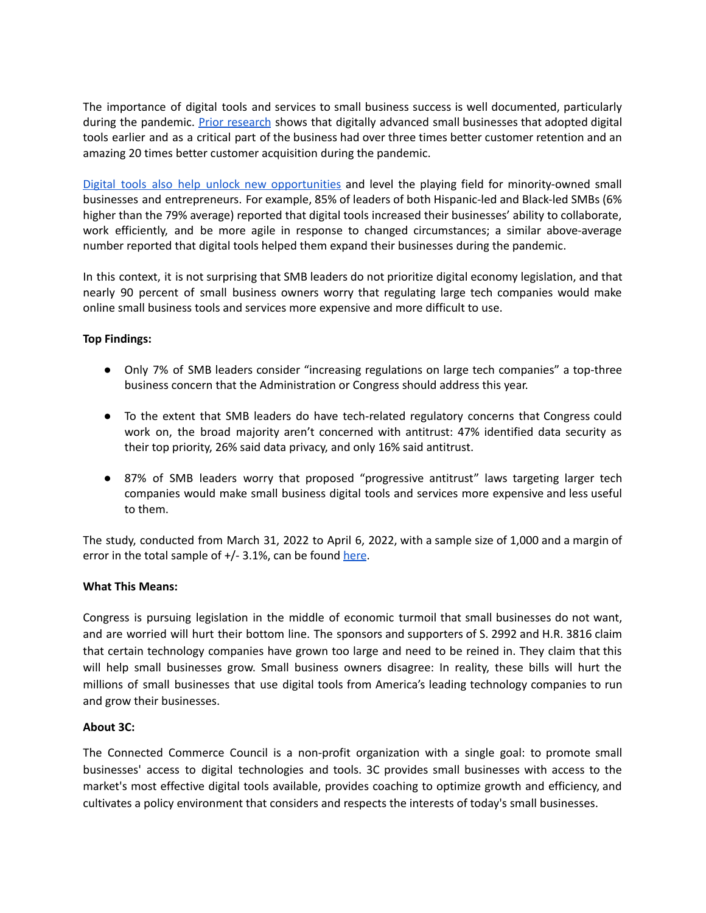The importance of digital tools and services to small business success is well documented, particularly during the pandemic. [Prior research](#) shows that digitally advanced small businesses that adopted digital tools earlier and as a critical part of the business had over three times better customer retention and an amazing 20 times better customer acquisition during the pandemic.

[Digital tools also help unlock new opportunities](#) and level the playing field for minority-owned small businesses and entrepreneurs. For example, 85% of leaders of both Hispanic-led and Black-led SMBs (6% higher than the 79% average) reported that digital tools increased their businesses' ability to collaborate, work efficiently, and be more agile in response to changed circumstances; a similar above-average number reported that digital tools helped them expand their businesses during the pandemic.

In this context, it is not surprising that SMB leaders do not prioritize digital economy legislation, and that nearly 90 percent of small business owners worry that regulating large tech companies would make online small business tools and services more expensive and more difficult to use.

**Top Findings:**

- Only 7% of SMB leaders consider "increasing regulations on large tech companies" a top-three business concern that the Administration or Congress should address this year.
- To the extent that SMB leaders do have tech-related regulatory concerns that Congress could work on, the broad majority aren't concerned with antitrust: 47% identified data security as their top priority, 26% said data privacy, and only 16% said antitrust.
- 87% of SMB leaders worry that proposed "progressive antitrust" laws targeting larger tech companies would make small business digital tools and services more expensive and less useful to them.

The study, conducted from March 31, 2022 to April 6, 2022, with a sample size of 1,000 and a margin of error in the total sample of +/- 3.1%, can be found [here](#).

**What This Means:**

Congress is pursuing legislation in the middle of economic turmoil that small businesses do not want, and are worried will hurt their bottom line. The sponsors and supporters of S. 2992 and H.R. 3816 claim that certain technology companies have grown too large and need to be reined in. They claim that this will help small businesses grow. Small business owners disagree: In reality, these bills will hurt the millions of small businesses that use digital tools from America's leading technology companies to run and grow their businesses.

**About 3C:**

The Connected Commerce Council is a non-profit organization with a single goal: to promote small businesses' access to digital technologies and tools. 3C provides small businesses with access to the market's most effective digital tools available, provides coaching to optimize growth and efficiency, and cultivates a policy environment that considers and respects the interests of today's small businesses.